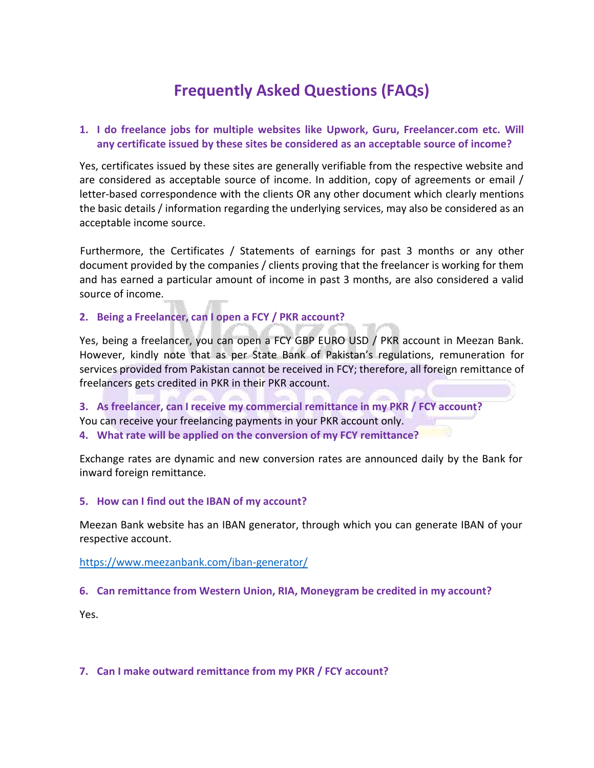# Frequently Asked Questions (FAQs)

### 1. I do freelance jobs for multiple websites like Upwork, Guru, Freelancer.com etc. Will any certificate issued by these sites be considered as an acceptable source of income?

Yes, certificates issued by these sites are generally verifiable from the respective website and are considered as acceptable source of income. In addition, copy of agreements or email / letter-based correspondence with the clients OR any other document which clearly mentions the basic details / information regarding the underlying services, may also be considered as an acceptable income source.

Furthermore, the Certificates / Statements of earnings for past 3 months or any other document provided by the companies / clients proving that the freelancer is working for them and has earned a particular amount of income in past 3 months, are also considered a valid source of income.

### 2. Being a Freelancer, can I open a FCY / PKR account?

Yes, being a freelancer, you can open a FCY GBP EURO USD / PKR account in Meezan Bank. However, kindly note that as per State Bank of Pakistan's regulations, remuneration for services provided from Pakistan cannot be received in FCY; therefore, all foreign remittance of freelancers gets credited in PKR in their PKR account.

### 3. As freelancer, can I receive my commercial remittance in my PKR / FCY account?

You can receive your freelancing payments in your PKR account only.

### 4. What rate will be applied on the conversion of my FCY remittance?

Exchange rates are dynamic and new conversion rates are announced daily by the Bank for inward foreign remittance.

### 5. How can I find out the IBAN of my account?

Meezan Bank website has an IBAN generator, through which you can generate IBAN of your respective account.

https://www.meezanbank.com/iban-generator/

### 6. Can remittance from Western Union, RIA, Moneygram be credited in my account?

Yes.

### 7. Can I make outward remittance from my PKR / FCY account?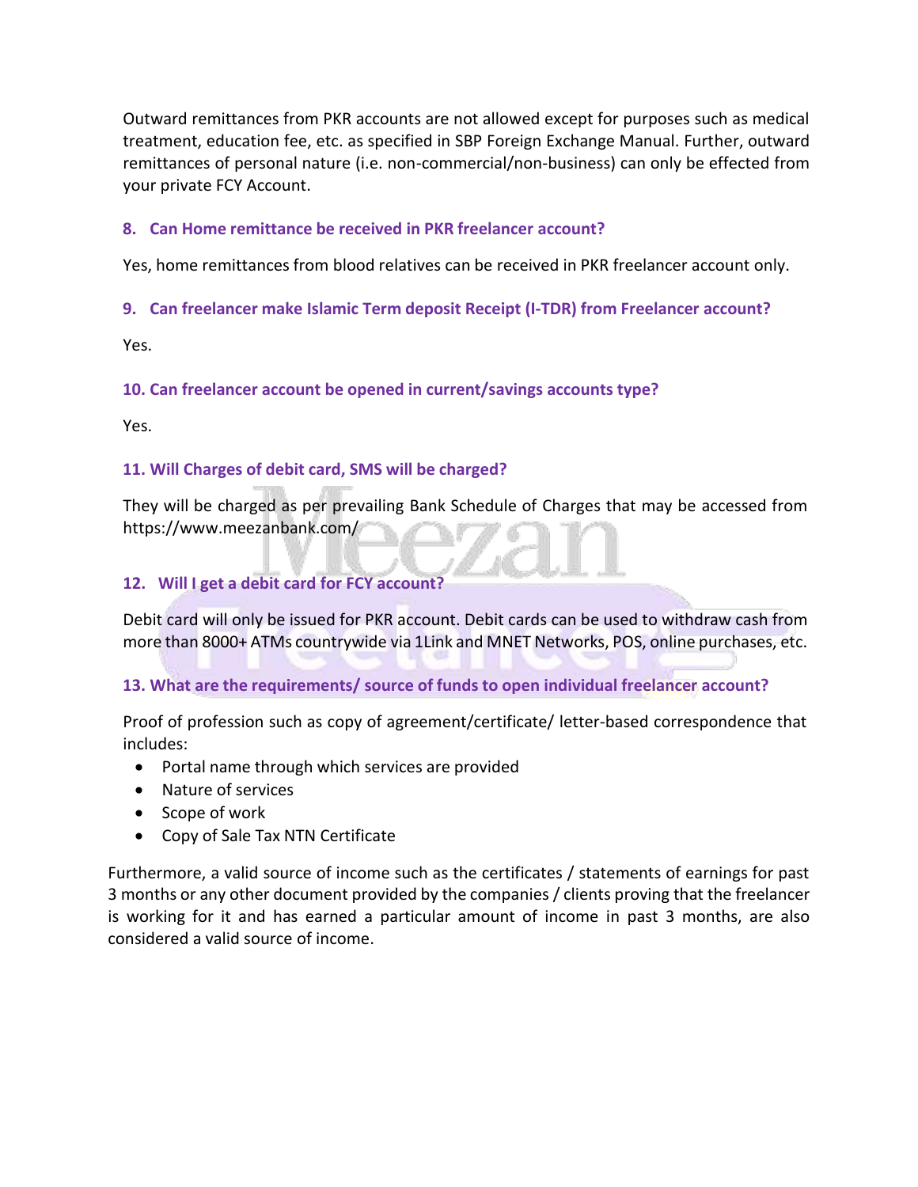Outward remittances from PKR accounts are not allowed except for purposes such as medical treatment, education fee, etc. as specified in SBP Foreign Exchange Manual. Further, outward remittances of personal nature (i.e. non-commercial/non-business) can only be effected from your private FCY Account.

### 8. Can Home remittance be received in PKR freelancer account?

Yes, home remittances from blood relatives can be received in PKR freelancer account only.

### 9. Can freelancer make Islamic Term deposit Receipt (I-TDR) from Freelancer account?

Yes.

### 10. Can freelancer account be opened in current/savings accounts type?

Yes.

### 11. Will Charges of debit card, SMS will be charged?

They will be charged as per prevailing Bank Schedule of Charges that may be accessed from https://www.meezanbank.com/

### 12. Will I get a debit card for FCY account?

Debit card will only be issued for PKR account. Debit cards can be used to withdraw cash from more than 8000+ ATMs countrywide via 1Link and MNET Networks, POS, online purchases, etc.

### 13. What are the requirements/ source of funds to open individual freelancer account?

Proof of profession such as copy of agreement/certificate/ letter-based correspondence that includes:

- Portal name through which services are provided
- Nature of services
- Scope of work
- Copy of Sale Tax NTN Certificate

Furthermore, a valid source of income such as the certificates / statements of earnings for past 3 months or any other document provided by the companies / clients proving that the freelancer is working for it and has earned a particular amount of income in past 3 months, are also considered a valid source of income.